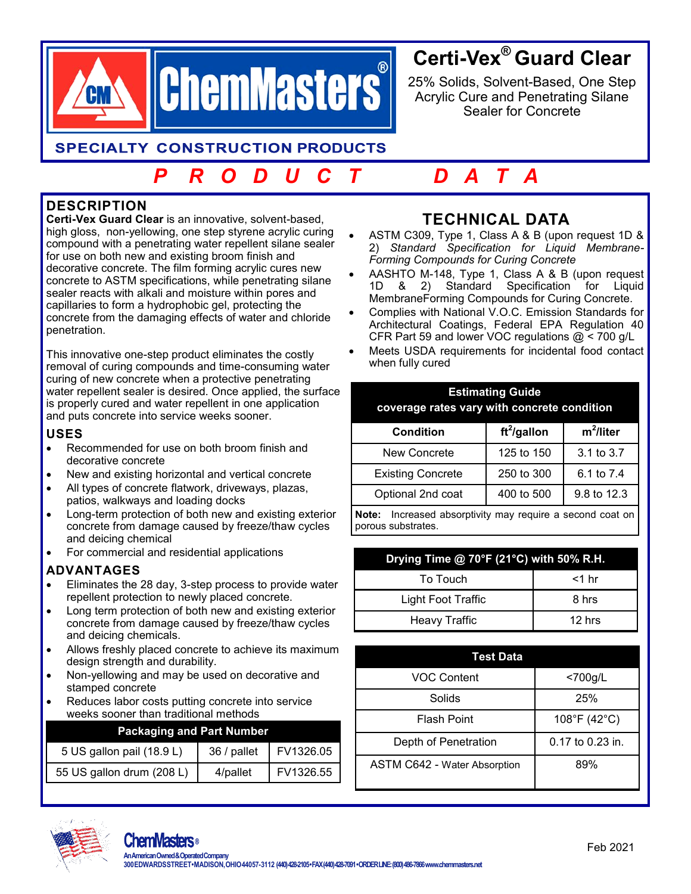# Certi-Vex® Guard Clear

25% Solids, Solvent-Based, One Step Acrylic Cure and Penetrating Silane Sealer for Concrete

**ChemMasters®**

**SPECIALTY CONSTRUCTION PRODUCTS**

## *P R O D U C T   D A T A*

## DESCRIPTION

**Certi-Vex Guard Clear** is an innovative, solvent-based, high gloss, non-yellowing, one step styrene acrylic curing compound with a penetrating water repellent silane sealer for use on both new and existing broom finish and decorative concrete. The film forming acrylic cures new concrete to ASTM specifications, while penetrating silane sealer reacts with alkali and moisture within pores and capillaries to form a hydrophobic gel, protecting the concrete from the damaging effects of water and chloride penetration.

This innovative one-step product eliminates the costly removal of curing compounds and time-consuming water curing of new concrete when a protective penetrating water repellent sealer is desired. Once applied, the surface is properly cured and water repellent in one application and puts concrete into service weeks sooner.

## USES

- Recommended for use on both broom finish and decorative concrete
- New and existing horizontal and vertical concrete
- All types of concrete flatwork, driveways, plazas, patios, walkways and loading docks
- Long-term protection of both new and existing exterior concrete from damage caused by freeze/thaw cycles and deicing chemical
- For commercial and residential applications

## ADVANTAGES

- Eliminates the 28 day, 3-step process to provide water repellent protection to newly placed concrete.
- Long term protection of both new and existing exterior concrete from damage caused by freeze/thaw cycles and deicing chemicals.
- Allows freshly placed concrete to achieve its maximum design strength and durability.
- Non-yellowing and may be used on decorative and stamped concrete
- Reduces labor costs putting concrete into service weeks sooner than traditional methods

| Packaging and Part Number | | |
|---|---|---|
| 5 US gallon pail (18.9 L) | 36 / pallet | FV1326.05 |
| 55 US gallon drum (208 L) | 4/pallet | FV1326.55 |

## TECHNICAL DATA

- ASTM C309, Type 1, Class A & B (upon request 1D & 2) *Standard Specification for Liquid Membrane-Forming Compounds for Curing Concrete*
- AASHTO M-148, Type 1, Class A & B (upon request 1D & 2) Standard Specification for Liquid MembraneForming Compounds for Curing Concrete.
- Complies with National V.O.C. Emission Standards for Architectural Coatings, Federal EPA Regulation 40 CFR Part 59 and lower VOC regulations @ < 700 g/L
- Meets USDA requirements for incidental food contact when fully cured

| Estimating Guide coverage rates vary with concrete condition | | |
|---|---|---|
| **Condition** | **$ft^2$/gallon** | **$m^2$/liter** |
| New Concrete | 125 to 150 | 3.1 to 3.7 |
| Existing Concrete | 250 to 300 | 6.1 to 7.4 |
| Optional 2nd coat | 400 to 500 | 9.8 to 12.3 |

**Note:** Increased absorptivity may require a second coat on porous substrates.

| Drying Time @ 70°F (21°C) with 50% R.H. | |
|---|---|
| To Touch | <1 hr |
| Light Foot Traffic | 8 hrs |
| Heavy Traffic | 12 hrs |

| Test Data | |
|---|---|
| VOC Content | <700g/L |
| Solids | 25% |
| Flash Point | 108°F (42°C) |
| Depth of Penetration | 0.17 to 0.23 in. |
| ASTM C642 - Water Absorption | 89% |

ChemMasters® An American Owned & Operated Company
300 EDWARDS STREET • MADISON, OHIO 44057-3112 (440) 428-2105 • FAX (440) 428-7091 • ORDER LINE: (800) 486-7866 www.chemmasters.net

Feb 2021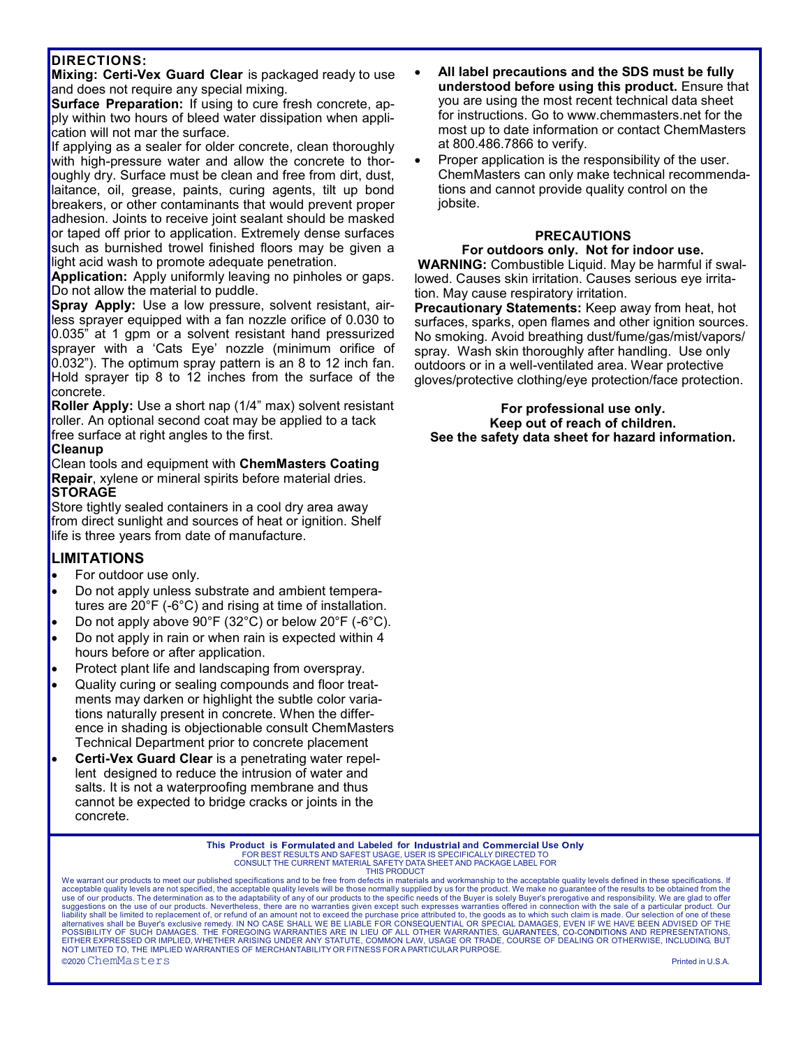## DIRECTIONS:

**Mixing: Certi-Vex Guard Clear** is packaged ready to use and does not require any special mixing.

**Surface Preparation:** If using to cure fresh concrete, apply within two hours of bleed water dissipation when application will not mar the surface.

If applying as a sealer for older concrete, clean thoroughly with high-pressure water and allow the concrete to thoroughly dry. Surface must be clean and free from dirt, dust, laitance, oil, grease, paints, curing agents, tilt up bond breakers, or other contaminants that would prevent proper adhesion. Joints to receive joint sealant should be masked or taped off prior to application. Extremely dense surfaces such as burnished trowel finished floors may be given a light acid wash to promote adequate penetration.

**Application:** Apply uniformly leaving no pinholes or gaps. Do not allow the material to puddle.

**Spray Apply:** Use a low pressure, solvent resistant, airless sprayer equipped with a fan nozzle orifice of 0.030 to 0.035" at 1 gpm or a solvent resistant hand pressurized sprayer with a 'Cats Eye' nozzle (minimum orifice of 0.032"). The optimum spray pattern is an 8 to 12 inch fan. Hold sprayer tip 8 to 12 inches from the surface of the concrete.

**Roller Apply:** Use a short nap (1/4" max) solvent resistant roller. An optional second coat may be applied to a tack free surface at right angles to the first.

**Cleanup**

Clean tools and equipment with **ChemMasters Coating Repair**, xylene or mineral spirits before material dries.

**STORAGE**

Store tightly sealed containers in a cool dry area away from direct sunlight and sources of heat or ignition. Shelf life is three years from date of manufacture.

## LIMITATIONS

- For outdoor use only.
- Do not apply unless substrate and ambient temperatures are 20°F (-6°C) and rising at time of installation.
- Do not apply above 90°F (32°C) or below 20°F (-6°C).
- Do not apply in rain or when rain is expected within 4 hours before or after application.
- Protect plant life and landscaping from overspray.
- Quality curing or sealing compounds and floor treatments may darken or highlight the subtle color variations naturally present in concrete. When the difference in shading is objectionable consult ChemMasters Technical Department prior to concrete placement
- **Certi-Vex Guard Clear** is a penetrating water repellent designed to reduce the intrusion of water and salts. It is not a waterproofing membrane and thus cannot be expected to bridge cracks or joints in the concrete.
- **All label precautions and the SDS must be fully understood before using this product.** Ensure that you are using the most recent technical data sheet for instructions. Go to www.chemmasters.net for the most up to date information or contact ChemMasters at 800.486.7866 to verify.
- Proper application is the responsibility of the user. ChemMasters can only make technical recommendations and cannot provide quality control on the jobsite.

**PRECAUTIONS**

**For outdoors only. Not for indoor use.**

**WARNING:** Combustible Liquid. May be harmful if swallowed. Causes skin irritation. Causes serious eye irritation. May cause respiratory irritation.

**Precautionary Statements:** Keep away from heat, hot surfaces, sparks, open flames and other ignition sources. No smoking. Avoid breathing dust/fume/gas/mist/vapors/spray. Wash skin thoroughly after handling. Use only outdoors or in a well-ventilated area. Wear protective gloves/protective clothing/eye protection/face protection.

**For professional use only.**
**Keep out of reach of children.**
**See the safety data sheet for hazard information.**

**This Product is Formulated and Labeled for Industrial and Commercial Use Only**
FOR BEST RESULTS AND SAFEST USAGE, USER IS SPECIFICALLY DIRECTED TO CONSULT THE CURRENT MATERIAL SAFETY DATA SHEET AND PACKAGE LABEL FOR THIS PRODUCT

We warrant our products to meet our published specifications and to be free from defects in materials and workmanship to the acceptable quality levels defined in these specifications. If acceptable quality levels are not specified, the acceptable quality levels will be those normally supplied by us for the product. We make no guarantee of the results to be obtained from the use of our products. The determination as to the adaptability of any of our products to the specific needs of the Buyer is solely Buyer's prerogative and responsibility. We are glad to offer suggestions on the use of our products. Nevertheless, there are no warranties given except such expresses warranties offered in connection with the sale of a particular product. Our liability shall be limited to replacement of, or refund of an amount not to exceed the purchase price attributed to, the goods as to which such claim is made. Our selection of one of these alternatives shall be Buyer's exclusive remedy. IN NO CASE SHALL WE BE LIABLE FOR CONSEQUENTIAL OR SPECIAL DAMAGES, EVEN IF WE HAVE BEEN ADVISED OF THE POSSIBILITY OF SUCH DAMAGES. THE FOREGOING WARRANTIES ARE IN LIEU OF ALL OTHER WARRANTIES, GUARANTEES, CO-CONDITIONS AND REPRESENTATIONS, EITHER EXPRESSED OR IMPLIED, WHETHER ARISING UNDER ANY STATUTE, COMMON LAW, USAGE OR TRADE, COURSE OF DEALING OR OTHERWISE, INCLUDING, BUT NOT LIMITED TO, THE IMPLIED WARRANTIES OF MERCHANTABILITY OR FITNESS FOR A PARTICULAR PURPOSE.

©2020 ChemMasters

Printed in U.S.A.